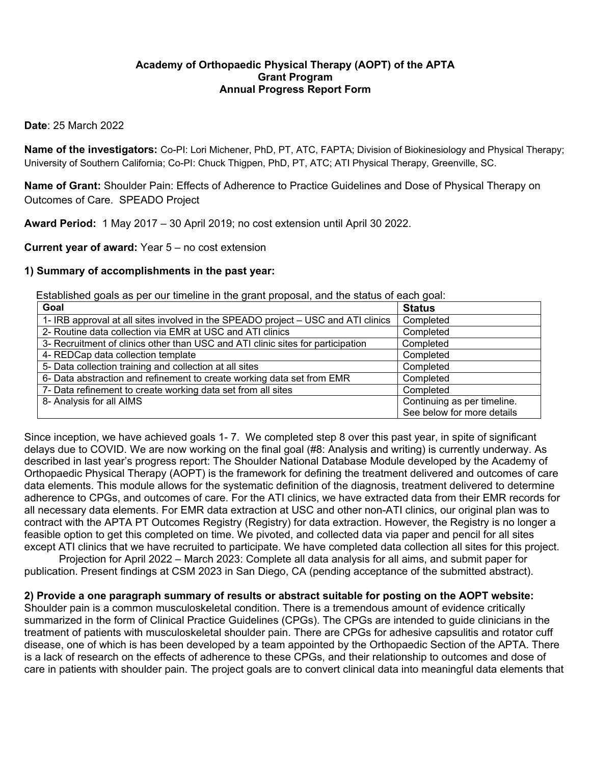**Academy of Orthopaedic Physical Therapy (AOPT) of the APTA**
**Grant Program**
**Annual Progress Report Form**

**Date**: 25 March 2022

**Name of the investigators:** Co-PI: Lori Michener, PhD, PT, ATC, FAPTA; Division of Biokinesiology and Physical Therapy; University of Southern California; Co-PI: Chuck Thigpen, PhD, PT, ATC; ATI Physical Therapy, Greenville, SC.

**Name of Grant:** Shoulder Pain: Effects of Adherence to Practice Guidelines and Dose of Physical Therapy on Outcomes of Care. SPEADO Project

**Award Period:** 1 May 2017 – 30 April 2019; no cost extension until April 30 2022.

**Current year of award:** Year 5 – no cost extension

**1) Summary of accomplishments in the past year:**

Established goals as per our timeline in the grant proposal, and the status of each goal:

| Goal | Status |
| --- | --- |
| 1- IRB approval at all sites involved in the SPEADO project – USC and ATI clinics | Completed |
| 2- Routine data collection via EMR at USC and ATI clinics | Completed |
| 3- Recruitment of clinics other than USC and ATI clinic sites for participation | Completed |
| 4- REDCap data collection template | Completed |
| 5- Data collection training and collection at all sites | Completed |
| 6- Data abstraction and refinement to create working data set from EMR | Completed |
| 7- Data refinement to create working data set from all sites | Completed |
| 8- Analysis for all AIMS | Continuing as per timeline. See below for more details |

Since inception, we have achieved goals 1- 7. We completed step 8 over this past year, in spite of significant delays due to COVID. We are now working on the final goal (#8: Analysis and writing) is currently underway. As described in last year's progress report: The Shoulder National Database Module developed by the Academy of Orthopaedic Physical Therapy (AOPT) is the framework for defining the treatment delivered and outcomes of care data elements. This module allows for the systematic definition of the diagnosis, treatment delivered to determine adherence to CPGs, and outcomes of care. For the ATI clinics, we have extracted data from their EMR records for all necessary data elements. For EMR data extraction at USC and other non-ATI clinics, our original plan was to contract with the APTA PT Outcomes Registry (Registry) for data extraction. However, the Registry is no longer a feasible option to get this completed on time. We pivoted, and collected data via paper and pencil for all sites except ATI clinics that we have recruited to participate. We have completed data collection all sites for this project.

Projection for April 2022 – March 2023: Complete all data analysis for all aims, and submit paper for publication. Present findings at CSM 2023 in San Diego, CA (pending acceptance of the submitted abstract).

**2) Provide a one paragraph summary of results or abstract suitable for posting on the AOPT website:**
Shoulder pain is a common musculoskeletal condition. There is a tremendous amount of evidence critically summarized in the form of Clinical Practice Guidelines (CPGs). The CPGs are intended to guide clinicians in the treatment of patients with musculoskeletal shoulder pain. There are CPGs for adhesive capsulitis and rotator cuff disease, one of which is has been developed by a team appointed by the Orthopaedic Section of the APTA. There is a lack of research on the effects of adherence to these CPGs, and their relationship to outcomes and dose of care in patients with shoulder pain. The project goals are to convert clinical data into meaningful data elements that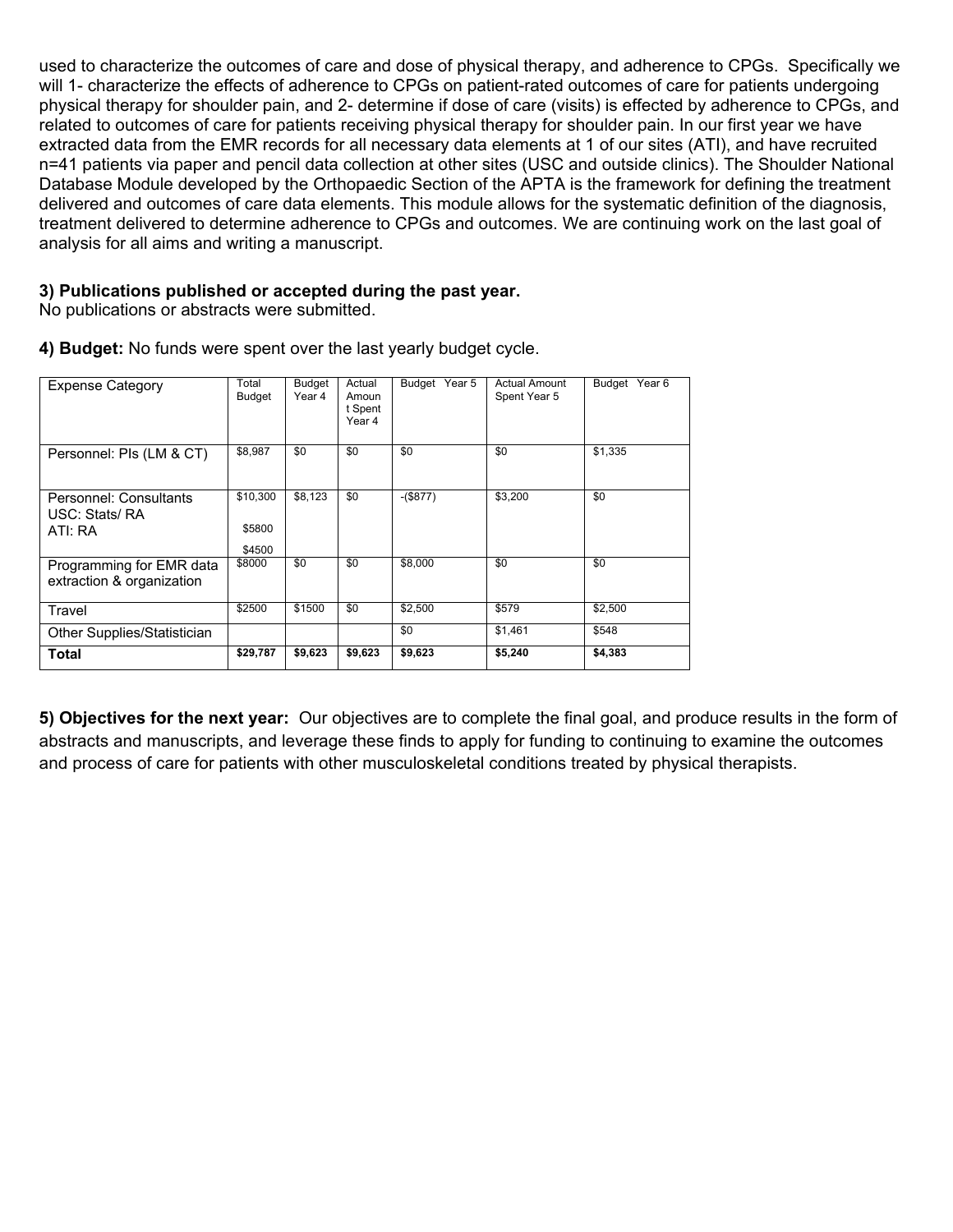used to characterize the outcomes of care and dose of physical therapy, and adherence to CPGs. Specifically we will 1- characterize the effects of adherence to CPGs on patient-rated outcomes of care for patients undergoing physical therapy for shoulder pain, and 2- determine if dose of care (visits) is effected by adherence to CPGs, and related to outcomes of care for patients receiving physical therapy for shoulder pain. In our first year we have extracted data from the EMR records for all necessary data elements at 1 of our sites (ATI), and have recruited n=41 patients via paper and pencil data collection at other sites (USC and outside clinics). The Shoulder National Database Module developed by the Orthopaedic Section of the APTA is the framework for defining the treatment delivered and outcomes of care data elements. This module allows for the systematic definition of the diagnosis, treatment delivered to determine adherence to CPGs and outcomes. We are continuing work on the last goal of analysis for all aims and writing a manuscript.

**3) Publications published or accepted during the past year.**
No publications or abstracts were submitted.

**4) Budget:** No funds were spent over the last yearly budget cycle.

| Expense Category | Total Budget | Budget Year 4 | Actual Amount Spent Year 4 | Budget Year 5 | Actual Amount Spent Year 5 | Budget Year 6 |
|---|---|---|---|---|---|---|
| Personnel: PIs (LM & CT) | $8,987 | $0 | $0 | $0 | $0 | $1,335 |
| Personnel: Consultants<br>USC: Stats/ RA<br>ATI: RA | $10,300<br>$5800<br>$4500 | $8,123 | $0 | -($877) | $3,200 | $0 |
| Programming for EMR data extraction & organization | $8000 | $0 | $0 | $8,000 | $0 | $0 |
| Travel | $2500 | $1500 | $0 | $2,500 | $579 | $2,500 |
| Other Supplies/Statistician | | | | $0 | $1,461 | $548 |
| **Total** | **$29,787** | **$9,623** | **$9,623** | **$9,623** | **$5,240** | **$4,383** |

**5) Objectives for the next year:** Our objectives are to complete the final goal, and produce results in the form of abstracts and manuscripts, and leverage these finds to apply for funding to continuing to examine the outcomes and process of care for patients with other musculoskeletal conditions treated by physical therapists.